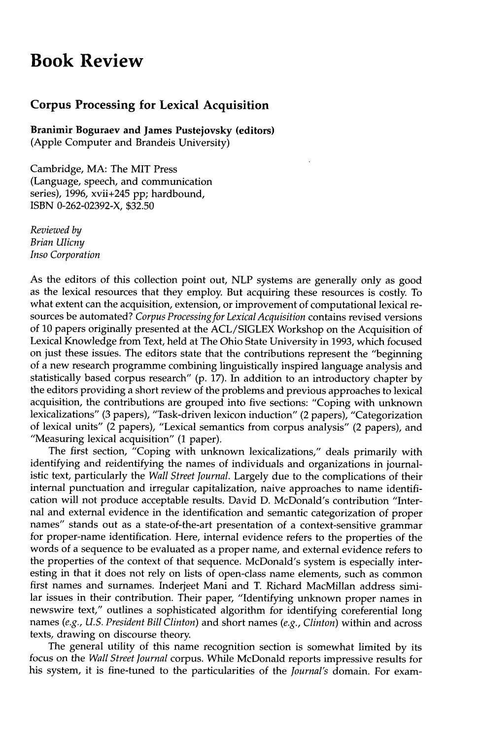# Book Review

## Corpus Processing for Lexical Acquisition

**Branimir Boguraev and James Pustejovsky (editors)**
(Apple Computer and Brandeis University)

Cambridge, MA: The MIT Press
(Language, speech, and communication series), 1996, xvii+245 pp; hardbound, ISBN 0-262-02392-X, $32.50

*Reviewed by*
*Brian Ulicny*
*Inso Corporation*

As the editors of this collection point out, NLP systems are generally only as good as the lexical resources that they employ. But acquiring these resources is costly. To what extent can the acquisition, extension, or improvement of computational lexical resources be automated? *Corpus Processing for Lexical Acquisition* contains revised versions of 10 papers originally presented at the ACL/SIGLEX Workshop on the Acquisition of Lexical Knowledge from Text, held at The Ohio State University in 1993, which focused on just these issues. The editors state that the contributions represent the "beginning of a new research programme combining linguistically inspired language analysis and statistically based corpus research" (p. 17). In addition to an introductory chapter by the editors providing a short review of the problems and previous approaches to lexical acquisition, the contributions are grouped into five sections: "Coping with unknown lexicalizations" (3 papers), "Task-driven lexicon induction" (2 papers), "Categorization of lexical units" (2 papers), "Lexical semantics from corpus analysis" (2 papers), and "Measuring lexical acquisition" (1 paper).

The first section, "Coping with unknown lexicalizations," deals primarily with identifying and reidentifying the names of individuals and organizations in journalistic text, particularly the *Wall Street Journal*. Largely due to the complications of their internal punctuation and irregular capitalization, naive approaches to name identification will not produce acceptable results. David D. McDonald's contribution "Internal and external evidence in the identification and semantic categorization of proper names" stands out as a state-of-the-art presentation of a context-sensitive grammar for proper-name identification. Here, internal evidence refers to the properties of the words of a sequence to be evaluated as a proper name, and external evidence refers to the properties of the context of that sequence. McDonald's system is especially interesting in that it does not rely on lists of open-class name elements, such as common first names and surnames. Inderjeet Mani and T. Richard MacMillan address similar issues in their contribution. Their paper, "Identifying unknown proper names in newswire text," outlines a sophisticated algorithm for identifying coreferential long names (*e.g., U.S. President Bill Clinton*) and short names (*e.g., Clinton*) within and across texts, drawing on discourse theory.

The general utility of this name recognition section is somewhat limited by its focus on the *Wall Street Journal* corpus. While McDonald reports impressive results for his system, it is fine-tuned to the particularities of the *Journal's* domain. For exam-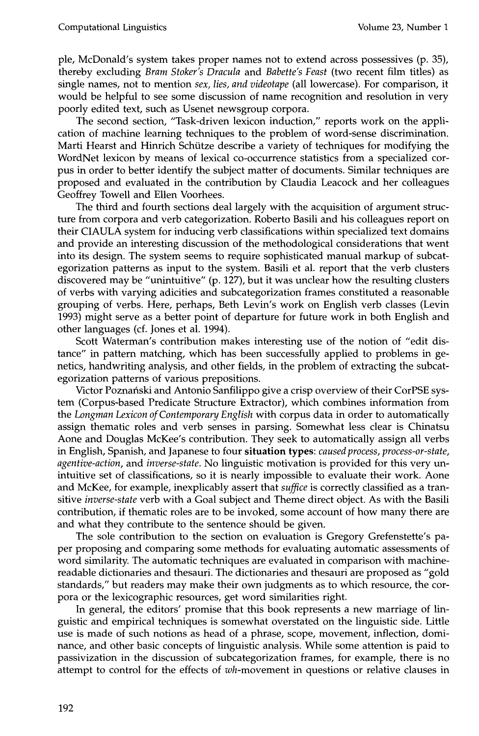ple, McDonald's system takes proper names not to extend across possessives (p. 35), thereby excluding *Bram Stoker's Dracula* and *Babette's Feast* (two recent film titles) as single names, not to mention *sex, lies, and videotape* (all lowercase). For comparison, it would be helpful to see some discussion of name recognition and resolution in very poorly edited text, such as Usenet newsgroup corpora.

The second section, "Task-driven lexicon induction," reports work on the application of machine learning techniques to the problem of word-sense discrimination. Marti Hearst and Hinrich Schütze describe a variety of techniques for modifying the WordNet lexicon by means of lexical co-occurrence statistics from a specialized corpus in order to better identify the subject matter of documents. Similar techniques are proposed and evaluated in the contribution by Claudia Leacock and her colleagues Geoffrey Towell and Ellen Voorhees.

The third and fourth sections deal largely with the acquisition of argument structure from corpora and verb categorization. Roberto Basili and his colleagues report on their CIAULA system for inducing verb classifications within specialized text domains and provide an interesting discussion of the methodological considerations that went into its design. The system seems to require sophisticated manual markup of subcategorization patterns as input to the system. Basili et al. report that the verb clusters discovered may be "unintuitive" (p. 127), but it was unclear how the resulting clusters of verbs with varying adicities and subcategorization frames constituted a reasonable grouping of verbs. Here, perhaps, Beth Levin's work on English verb classes (Levin 1993) might serve as a better point of departure for future work in both English and other languages (cf. Jones et al. 1994).

Scott Waterman's contribution makes interesting use of the notion of "edit distance" in pattern matching, which has been successfully applied to problems in genetics, handwriting analysis, and other fields, in the problem of extracting the subcategorization patterns of various prepositions.

Victor Poznański and Antonio Sanfilippo give a crisp overview of their CorPSE system (Corpus-based Predicate Structure Extractor), which combines information from the *Longman Lexicon of Contemporary English* with corpus data in order to automatically assign thematic roles and verb senses in parsing. Somewhat less clear is Chinatsu Aone and Douglas McKee's contribution. They seek to automatically assign all verbs in English, Spanish, and Japanese to four **situation types**: *caused process*, *process-or-state*, *agentive-action*, and *inverse-state*. No linguistic motivation is provided for this very unintuitive set of classifications, so it is nearly impossible to evaluate their work. Aone and McKee, for example, inexplicably assert that *suffice* is correctly classified as a transitive *inverse-state* verb with a Goal subject and Theme direct object. As with the Basili contribution, if thematic roles are to be invoked, some account of how many there are and what they contribute to the sentence should be given.

The sole contribution to the section on evaluation is Gregory Grefenstette's paper proposing and comparing some methods for evaluating automatic assessments of word similarity. The automatic techniques are evaluated in comparison with machine-readable dictionaries and thesauri. The dictionaries and thesauri are proposed as "gold standards," but readers may make their own judgments as to which resource, the corpora or the lexicographic resources, get word similarities right.

In general, the editors' promise that this book represents a new marriage of linguistic and empirical techniques is somewhat overstated on the linguistic side. Little use is made of such notions as head of a phrase, scope, movement, inflection, dominance, and other basic concepts of linguistic analysis. While some attention is paid to passivization in the discussion of subcategorization frames, for example, there is no attempt to control for the effects of *wh*-movement in questions or relative clauses in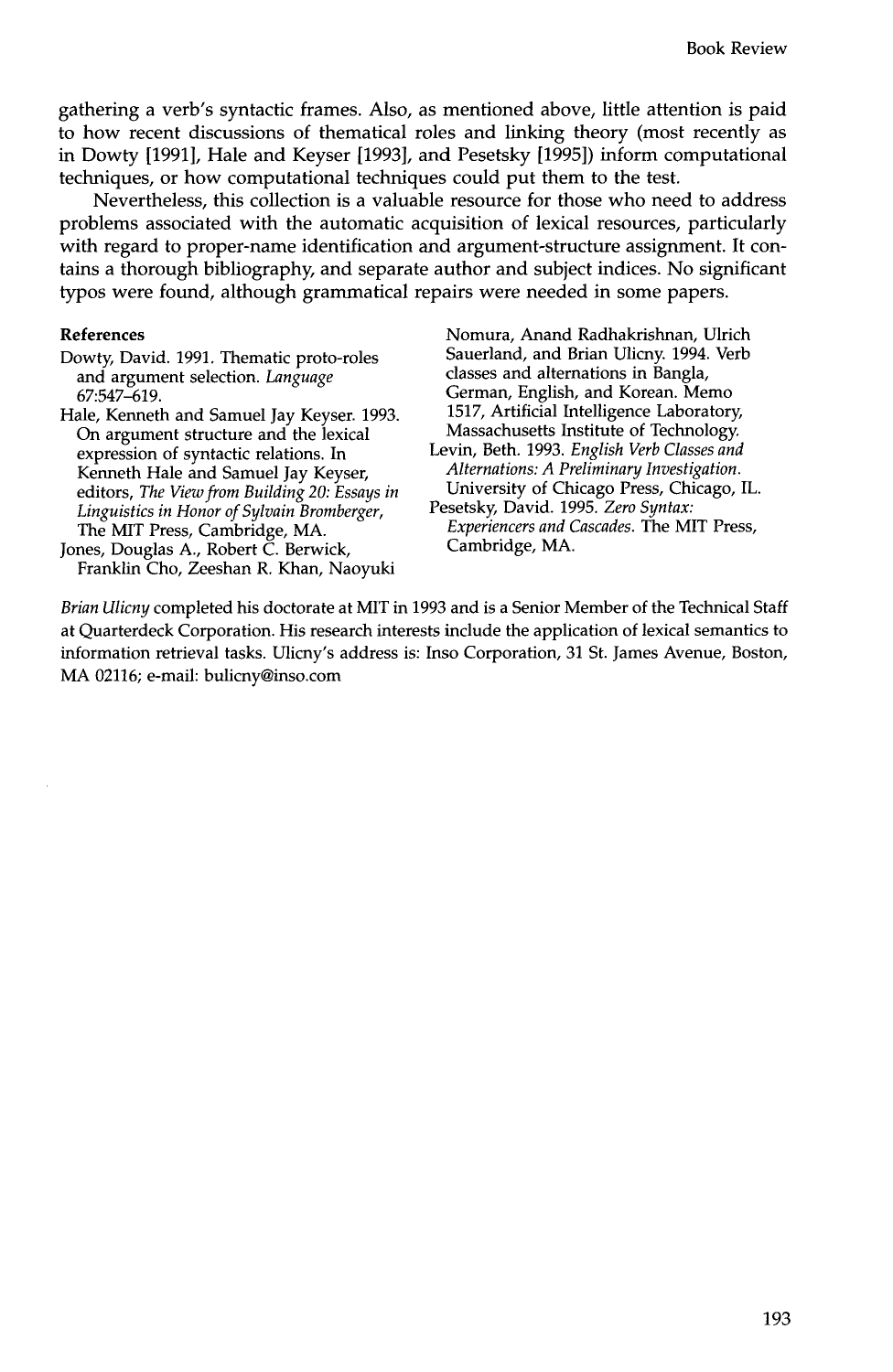gathering a verb's syntactic frames. Also, as mentioned above, little attention is paid to how recent discussions of thematical roles and linking theory (most recently as in Dowty [1991], Hale and Keyser [1993], and Pesetsky [1995]) inform computational techniques, or how computational techniques could put them to the test.

Nevertheless, this collection is a valuable resource for those who need to address problems associated with the automatic acquisition of lexical resources, particularly with regard to proper-name identification and argument-structure assignment. It contains a thorough bibliography, and separate author and subject indices. No significant typos were found, although grammatical repairs were needed in some papers.

**References**

Dowty, David. 1991. Thematic proto-roles and argument selection. *Language* 67:547–619.

Hale, Kenneth and Samuel Jay Keyser. 1993. On argument structure and the lexical expression of syntactic relations. In Kenneth Hale and Samuel Jay Keyser, editors, *The View from Building 20: Essays in Linguistics in Honor of Sylvain Bromberger*, The MIT Press, Cambridge, MA.

Jones, Douglas A., Robert C. Berwick, Franklin Cho, Zeeshan R. Khan, Naoyuki Nomura, Anand Radhakrishnan, Ulrich Sauerland, and Brian Ulicny. 1994. Verb classes and alternations in Bangla, German, English, and Korean. Memo 1517, Artificial Intelligence Laboratory, Massachusetts Institute of Technology.

Levin, Beth. 1993. *English Verb Classes and Alternations: A Preliminary Investigation*. University of Chicago Press, Chicago, IL.

Pesetsky, David. 1995. *Zero Syntax: Experiencers and Cascades*. The MIT Press, Cambridge, MA.

*Brian Ulicny* completed his doctorate at MIT in 1993 and is a Senior Member of the Technical Staff at Quarterdeck Corporation. His research interests include the application of lexical semantics to information retrieval tasks. Ulicny's address is: Inso Corporation, 31 St. James Avenue, Boston, MA 02116; e-mail: bulicny@inso.com